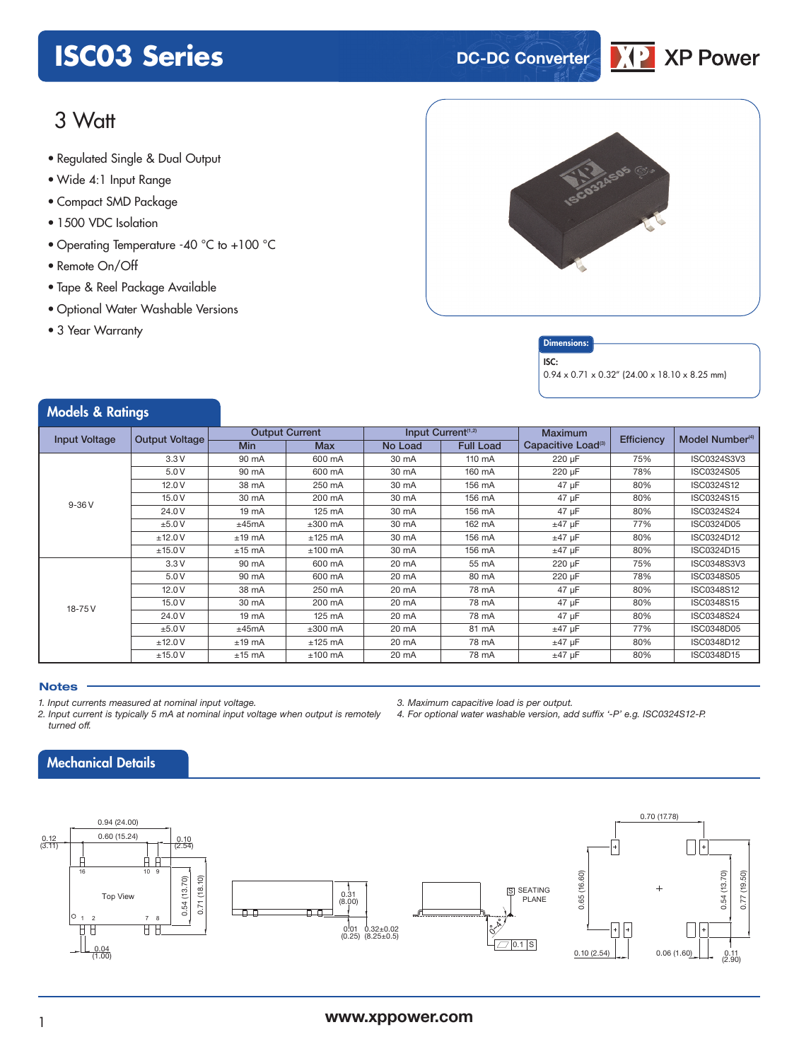# ISC03 Series

DC-DC Converter

XP Power

## 3 Watt

- Regulated Single & Dual Output
- Wide 4:1 Input Range
- Compact SMD Package
- 1500 VDC Isolation
- Operating Temperature -40 °C to +100 °C
- Remote On/Off
- Tape & Reel Package Available
- Optional Water Washable Versions
- 3 Year Warranty

**Dimensions:**

**ISC:**
0.94 x 0.71 x 0.32" (24.00 x 18.10 x 8.25 mm)

## Models & Ratings

| Input Voltage | Output Voltage | Output Current | | Input Current[1,2] | | Maximum Capacitive Load[3] | Efficiency | Model Number[4] |
|---|---|---|---|---|---|---|---|---|
| | | Min | Max | No Load | Full Load | | | |
| 9-36 V | 3.3 V | 90 mA | 600 mA | 30 mA | 110 mA | 220 µF | 75% | ISC0324S3V3 |
| | 5.0 V | 90 mA | 600 mA | 30 mA | 160 mA | 220 µF | 78% | ISC0324S05 |
| | 12.0 V | 38 mA | 250 mA | 30 mA | 156 mA | 47 µF | 80% | ISC0324S12 |
| | 15.0 V | 30 mA | 200 mA | 30 mA | 156 mA | 47 µF | 80% | ISC0324S15 |
| | 24.0 V | 19 mA | 125 mA | 30 mA | 156 mA | 47 µF | 80% | ISC0324S24 |
| | ±5.0 V | ±45mA | ±300 mA | 30 mA | 162 mA | ±47 µF | 77% | ISC0324D05 |
| | ±12.0 V | ±19 mA | ±125 mA | 30 mA | 156 mA | ±47 µF | 80% | ISC0324D12 |
| | ±15.0 V | ±15 mA | ±100 mA | 30 mA | 156 mA | ±47 µF | 80% | ISC0324D15 |
| 18-75 V | 3.3 V | 90 mA | 600 mA | 20 mA | 55 mA | 220 µF | 75% | ISC0348S3V3 |
| | 5.0 V | 90 mA | 600 mA | 20 mA | 80 mA | 220 µF | 78% | ISC0348S05 |
| | 12.0 V | 38 mA | 250 mA | 20 mA | 78 mA | 47 µF | 80% | ISC0348S12 |
| | 15.0 V | 30 mA | 200 mA | 20 mA | 78 mA | 47 µF | 80% | ISC0348S15 |
| | 24.0 V | 19 mA | 125 mA | 20 mA | 78 mA | 47 µF | 80% | ISC0348S24 |
| | ±5.0 V | ±45mA | ±300 mA | 20 mA | 81 mA | ±47 µF | 77% | ISC0348D05 |
| | ±12.0 V | ±19 mA | ±125 mA | 20 mA | 78 mA | ±47 µF | 80% | ISC0348D12 |
| | ±15.0 V | ±15 mA | ±100 mA | 20 mA | 78 mA | ±47 µF | 80% | ISC0348D15 |

**Notes**

*1. Input currents measured at nominal input voltage.*
*2. Input current is typically 5 mA at nominal input voltage when output is remotely turned off.*
*3. Maximum capacitive load is per output.*
*4. For optional water washable version, add suffix '-P' e.g. ISC0324S12-P.*

## Mechanical Details

0.94 (24.00)
0.60 (15.24)
0.12 (3.11)
0.10 (2.54)
16 10 9
Top View
1 2 7 8
0.54 (13.70)
0.71 (18.10)
0.04 (1.00)
0.31 (8.00)
0.01 (0.25)
0.32±0.02 (8.25±0.5)
S SEATING PLANE
0-4°
0.1 S
0.70 (17.78)
0.65 (16.60)
0.54 (13.70)
0.77 (19.50)
0.10 (2.54)
0.06 (1.60)
0.11 (2.90)

www.xppower.com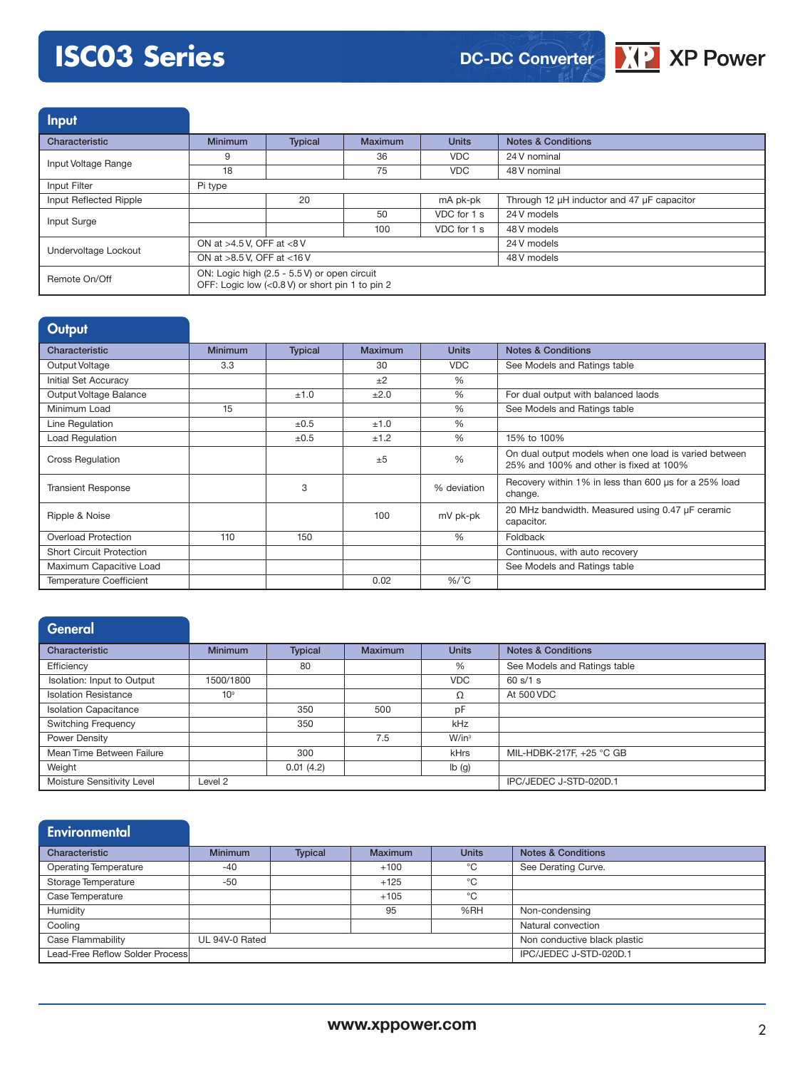## Input

| Characteristic | Minimum | Typical | Maximum | Units | Notes & Conditions |
|---|---|---|---|---|---|
| Input Voltage Range | 9 | | 36 | VDC | 24 V nominal |
| | 18 | | 75 | VDC | 48 V nominal |
| Input Filter | Pi type | | | | |
| Input Reflected Ripple | | 20 | | mA pk-pk | Through 12 µH inductor and 47 µF capacitor |
| Input Surge | | | 50 | VDC for 1 s | 24 V models |
| | | | 100 | VDC for 1 s | 48 V models |
| Undervoltage Lockout | ON at >4.5 V, OFF at <8 V | | | | 24 V models |
| | ON at >8.5 V, OFF at <16 V | | | | 48 V models |
| Remote On/Off | ON: Logic high (2.5 - 5.5 V) or open circuit<br>OFF: Logic low (<0.8 V) or short pin 1 to pin 2 | | | | |

## Output

| Characteristic | Minimum | Typical | Maximum | Units | Notes & Conditions |
|---|---|---|---|---|---|
| Output Voltage | 3.3 | | 30 | VDC | See Models and Ratings table |
| Initial Set Accuracy | | | ±2 | % | |
| Output Voltage Balance | | ±1.0 | ±2.0 | % | For dual output with balanced laods |
| Minimum Load | 15 | | | % | See Models and Ratings table |
| Line Regulation | | ±0.5 | ±1.0 | % | |
| Load Regulation | | ±0.5 | ±1.2 | % | 15% to 100% |
| Cross Regulation | | | ±5 | % | On dual output models when one load is varied between 25% and 100% and other is fixed at 100% |
| Transient Response | | 3 | | % deviation | Recovery within 1% in less than 600 µs for a 25% load change. |
| Ripple & Noise | | | 100 | mV pk-pk | 20 MHz bandwidth. Measured using 0.47 µF ceramic capacitor. |
| Overload Protection | 110 | 150 | | % | Foldback |
| Short Circuit Protection | | | | | Continuous, with auto recovery |
| Maximum Capacitive Load | | | | | See Models and Ratings table |
| Temperature Coefficient | | | 0.02 | %/˚C | |

## General

| Characteristic | Minimum | Typical | Maximum | Units | Notes & Conditions |
|---|---|---|---|---|---|
| Efficiency | | 80 | | % | See Models and Ratings table |
| Isolation: Input to Output | 1500/1800 | | | VDC | 60 s/1 s |
| Isolation Resistance | $10^9$ | | | Ω | At 500 VDC |
| Isolation Capacitance | | 350 | 500 | pF | |
| Switching Frequency | | 350 | | kHz | |
| Power Density | | | 7.5 | W/in³ | |
| Mean Time Between Failure | | 300 | | kHrs | MIL-HDBK-217F, +25 °C GB |
| Weight | | 0.01 (4.2) | | lb (g) | |
| Moisture Sensitivity Level | Level 2 | | | | IPC/JEDEC J-STD-020D.1 |

## Environmental

| Characteristic | Minimum | Typical | Maximum | Units | Notes & Conditions |
|---|---|---|---|---|---|
| Operating Temperature | -40 | | +100 | °C | See Derating Curve. |
| Storage Temperature | -50 | | +125 | °C | |
| Case Temperature | | | +105 | °C | |
| Humidity | | | 95 | %RH | Non-condensing |
| Cooling | | | | | Natural convection |
| Case Flammability | UL 94V-0 Rated | | | | Non conductive black plastic |
| Lead-Free Reflow Solder Process | | | | | IPC/JEDEC J-STD-020D.1 |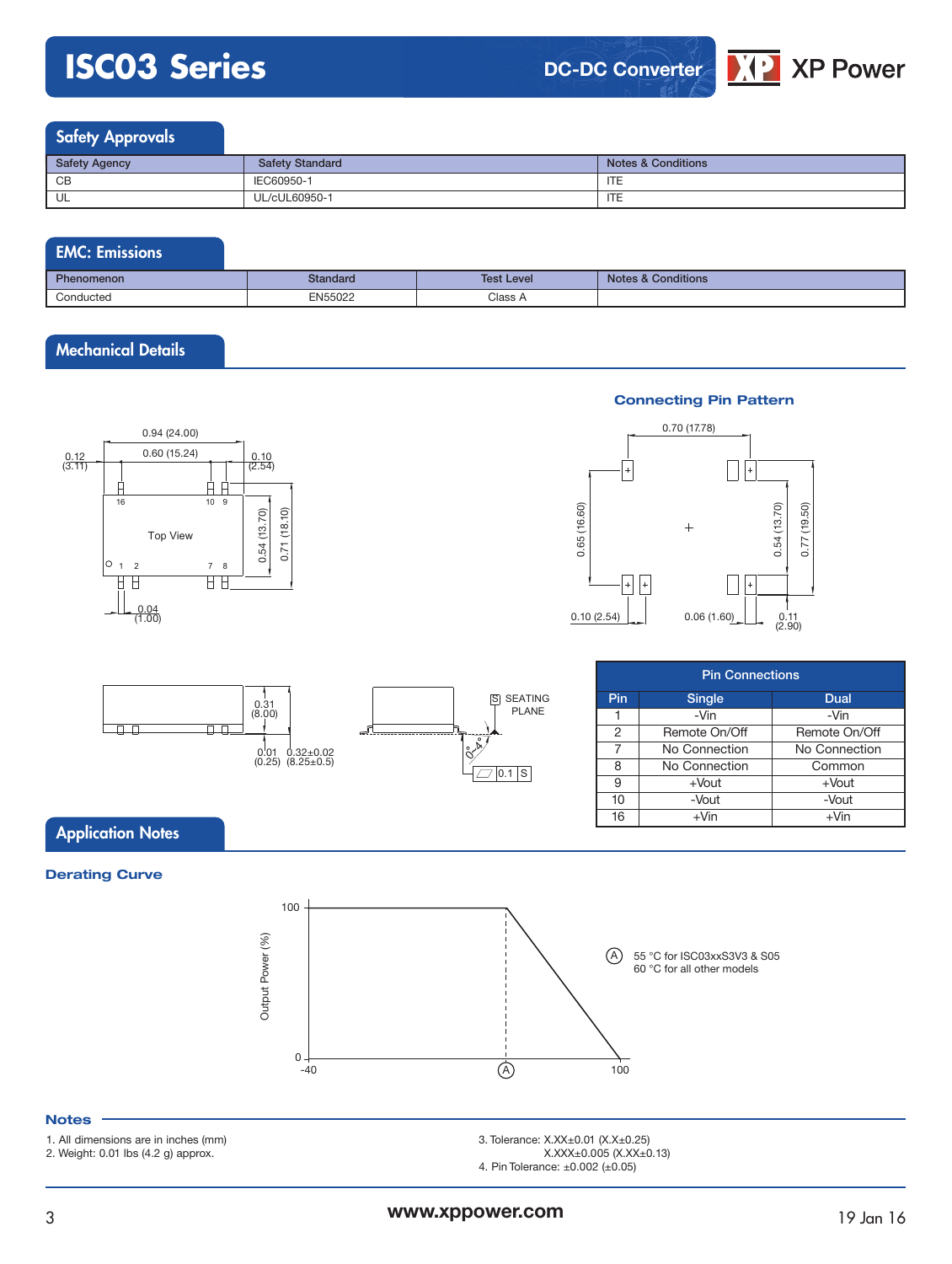# ISC03 Series

DC-DC Converter

XP Power

## Safety Approvals

| Safety Agency | Safety Standard | Notes & Conditions |
|---|---|---|
| CB | IEC60950-1 | ITE |
| UL | UL/cUL60950-1 | ITE |

## EMC: Emissions

| Phenomenon | Standard | Test Level | Notes & Conditions |
|---|---|---|---|
| Conducted | EN55022 | Class A | |

## Mechanical Details

0.94 (24.00)
0.60 (15.24)
0.12 (3.11)
0.10 (2.54)
16 10 9
Top View
1 2 7 8
0.54 (13.70)
0.71 (18.10)
0.04 (1.00)

0.31 (8.00)
0.01 (0.25)
0.32±0.02 (8.25±0.5)

SEATING PLANE
S
0°-4°
0.1 S

### Connecting Pin Pattern

0.70 (17.78)
0.65 (16.60)
0.54 (13.70)
0.77 (19.50)
0.10 (2.54)
0.06 (1.60)
0.11 (2.90)

| Pin Connections | | |
|---|---|---|
| Pin | Single | Dual |
| 1 | -Vin | -Vin |
| 2 | Remote On/Off | Remote On/Off |
| 7 | No Connection | No Connection |
| 8 | No Connection | Common |
| 9 | +Vout | +Vout |
| 10 | -Vout | -Vout |
| 16 | +Vin | +Vin |

## Application Notes

### Derating Curve

Output Power (%)
100
0
-40
A
100

(A) 55 °C for ISC03xxS3V3 & S05
60 °C for all other models

### Notes

1. All dimensions are in inches (mm)
2. Weight: 0.01 lbs (4.2 g) approx.
3. Tolerance: X.XX±0.01 (X.X±0.25)
   X.XXX±0.005 (X.XX±0.13)
4. Pin Tolerance: ±0.002 (±0.05)

www.xppower.com

19 Jan 16